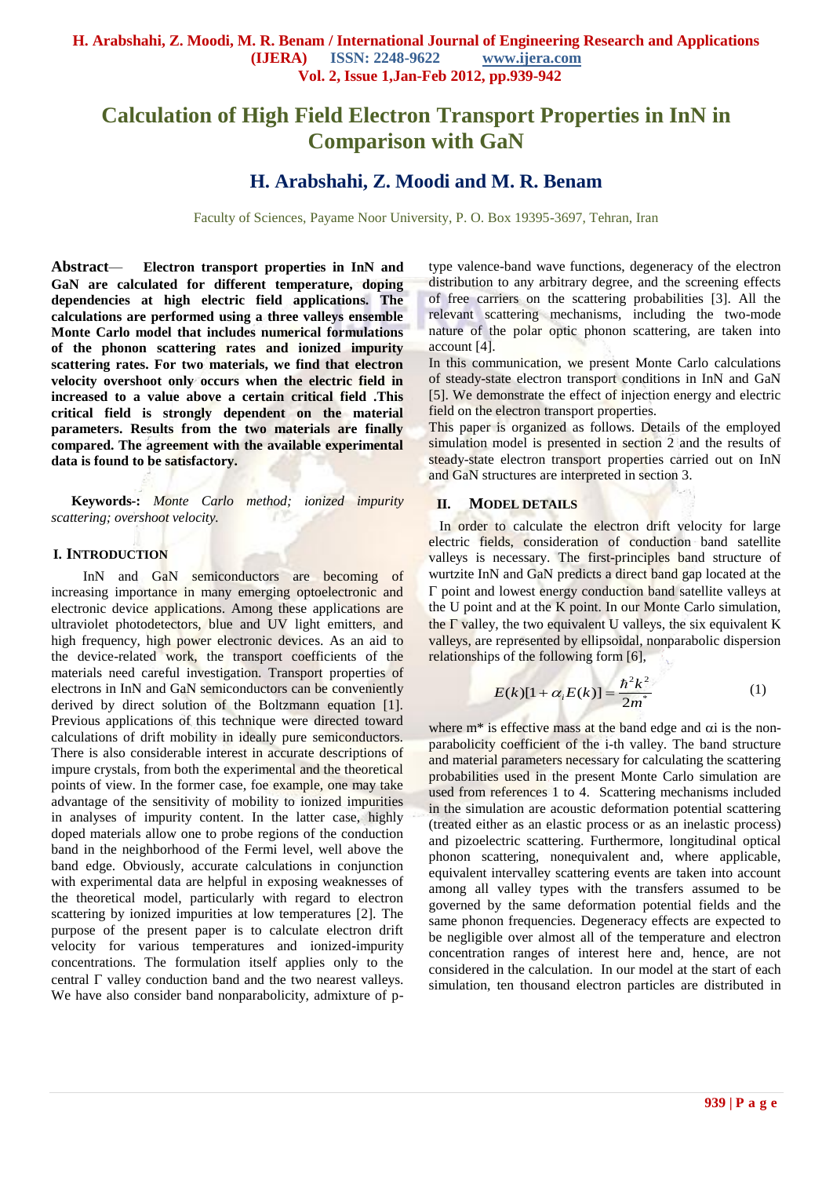# Calculation of High Field Electron Transport Properties in InN in Comparison with GaN

## H. Arabshahi, Z. Moodi and M. R. Benam

Faculty of Sciences, Payame Noor University, P. O. Box 19395-3697, Tehran, Iran

**Abstract**— **Electron transport properties in InN and GaN are calculated for different temperature, doping dependencies at high electric field applications. The calculations are performed using a three valleys ensemble Monte Carlo model that includes numerical formulations of the phonon scattering rates and ionized impurity scattering rates. For two materials, we find that electron velocity overshoot only occurs when the electric field in increased to a value above a certain critical field .This critical field is strongly dependent on the material parameters. Results from the two materials are finally compared. The agreement with the available experimental data is found to be satisfactory.**

**Keywords-:** *Monte Carlo method; ionized impurity scattering; overshoot velocity.*

## I. INTRODUCTION

InN and GaN semiconductors are becoming of increasing importance in many emerging optoelectronic and electronic device applications. Among these applications are ultraviolet photodetectors, blue and UV light emitters, and high frequency, high power electronic devices. As an aid to the device-related work, the transport coefficients of the materials need careful investigation. Transport properties of electrons in InN and GaN semiconductors can be conveniently derived by direct solution of the Boltzmann equation [1]. Previous applications of this technique were directed toward calculations of drift mobility in ideally pure semiconductors. There is also considerable interest in accurate descriptions of impure crystals, from both the experimental and the theoretical points of view. In the former case, foe example, one may take advantage of the sensitivity of mobility to ionized impurities in analyses of impurity content. In the latter case, highly doped materials allow one to probe regions of the conduction band in the neighborhood of the Fermi level, well above the band edge. Obviously, accurate calculations in conjunction with experimental data are helpful in exposing weaknesses of the theoretical model, particularly with regard to electron scattering by ionized impurities at low temperatures [2]. The purpose of the present paper is to calculate electron drift velocity for various temperatures and ionized-impurity concentrations. The formulation itself applies only to the central Γ valley conduction band and the two nearest valleys. We have also consider band nonparabolicity, admixture of p-type valence-band wave functions, degeneracy of the electron distribution to any arbitrary degree, and the screening effects of free carriers on the scattering probabilities [3]. All the relevant scattering mechanisms, including the two-mode nature of the polar optic phonon scattering, are taken into account [4].

In this communication, we present Monte Carlo calculations of steady-state electron transport conditions in InN and GaN [5]. We demonstrate the effect of injection energy and electric field on the electron transport properties.

This paper is organized as follows. Details of the employed simulation model is presented in section 2 and the results of steady-state electron transport properties carried out on InN and GaN structures are interpreted in section 3.

## II. MODEL DETAILS

In order to calculate the electron drift velocity for large electric fields, consideration of conduction band satellite valleys is necessary. The first-principles band structure of wurtzite InN and GaN predicts a direct band gap located at the Γ point and lowest energy conduction band satellite valleys at the U point and at the K point. In our Monte Carlo simulation, the Γ valley, the two equivalent U valleys, the six equivalent K valleys, are represented by ellipsoidal, nonparabolic dispersion relationships of the following form [6],

$$E(k)[1+\alpha_i E(k)] = \frac{\hbar^2 k^2}{2m^*} \tag{1}$$

where m* is effective mass at the band edge and $\alpha_i$ is the non-parabolicity coefficient of the i-th valley. The band structure and material parameters necessary for calculating the scattering probabilities used in the present Monte Carlo simulation are used from references 1 to 4. Scattering mechanisms included in the simulation are acoustic deformation potential scattering (treated either as an elastic process or as an inelastic process) and pizoelectric scattering. Furthermore, longitudinal optical phonon scattering, nonequivalent and, where applicable, equivalent intervalley scattering events are taken into account among all valley types with the transfers assumed to be governed by the same deformation potential fields and the same phonon frequencies. Degeneracy effects are expected to be negligible over almost all of the temperature and electron concentration ranges of interest here and, hence, are not considered in the calculation. In our model at the start of each simulation, ten thousand electron particles are distributed in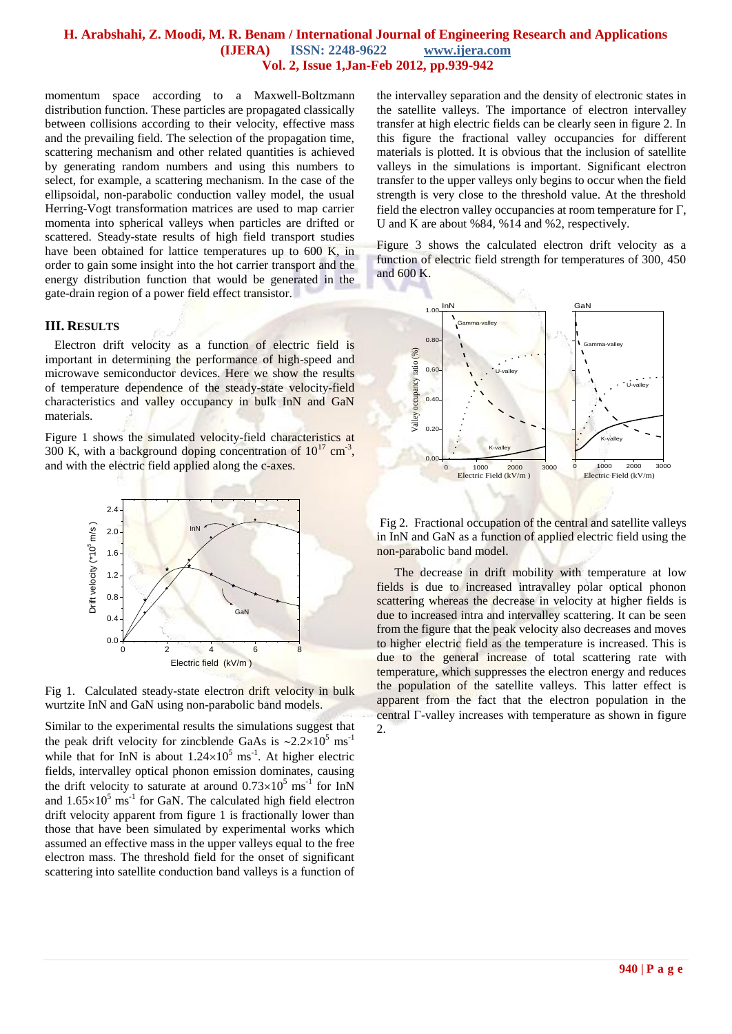momentum space according to a Maxwell-Boltzmann distribution function. These particles are propagated classically between collisions according to their velocity, effective mass and the prevailing field. The selection of the propagation time, scattering mechanism and other related quantities is achieved by generating random numbers and using this numbers to select, for example, a scattering mechanism. In the case of the ellipsoidal, non-parabolic conduction valley model, the usual Herring-Vogt transformation matrices are used to map carrier momenta into spherical valleys when particles are drifted or scattered. Steady-state results of high field transport studies have been obtained for lattice temperatures up to 600 K, in order to gain some insight into the hot carrier transport and the energy distribution function that would be generated in the gate-drain region of a power field effect transistor.

## III. Results

Electron drift velocity as a function of electric field is important in determining the performance of high-speed and microwave semiconductor devices. Here we show the results of temperature dependence of the steady-state velocity-field characteristics and valley occupancy in bulk InN and GaN materials.

Figure 1 shows the simulated velocity-field characteristics at 300 K, with a background doping concentration of $10^{17}$ $cm^{-3}$, and with the electric field applied along the c-axes.

Fig 1. Calculated steady-state electron drift velocity in bulk wurtzite InN and GaN using non-parabolic band models.

Similar to the experimental results the simulations suggest that the peak drift velocity for zincblende GaAs is ~$2.2\times10^5$ $ms^{-1}$ while that for InN is about $1.24\times10^5$ $ms^{-1}$. At higher electric fields, intervalley optical phonon emission dominates, causing the drift velocity to saturate at around $0.73\times10^5$ $ms^{-1}$ for InN and $1.65\times10^5$ $ms^{-1}$ for GaN. The calculated high field electron drift velocity apparent from figure 1 is fractionally lower than those that have been simulated by experimental works which assumed an effective mass in the upper valleys equal to the free electron mass. The threshold field for the onset of significant scattering into satellite conduction band valleys is a function of the intervalley separation and the density of electronic states in the satellite valleys. The importance of electron intervalley transfer at high electric fields can be clearly seen in figure 2. In this figure the fractional valley occupancies for different materials is plotted. It is obvious that the inclusion of satellite valleys in the simulations is important. Significant electron transfer to the upper valleys only begins to occur when the field strength is very close to the threshold value. At the threshold field the electron valley occupancies at room temperature for Γ, U and K are about %84, %14 and %2, respectively.

Figure 3 shows the calculated electron drift velocity as a function of electric field strength for temperatures of 300, 450 and 600 K.

Fig 2. Fractional occupation of the central and satellite valleys in InN and GaN as a function of applied electric field using the non-parabolic band model.

The decrease in drift mobility with temperature at low fields is due to increased intravalley polar optical phonon scattering whereas the decrease in velocity at higher fields is due to increased intra and intervalley scattering. It can be seen from the figure that the peak velocity also decreases and moves to higher electric field as the temperature is increased. This is due to the general increase of total scattering rate with temperature, which suppresses the electron energy and reduces the population of the satellite valleys. This latter effect is apparent from the fact that the electron population in the central Γ-valley increases with temperature as shown in figure 2.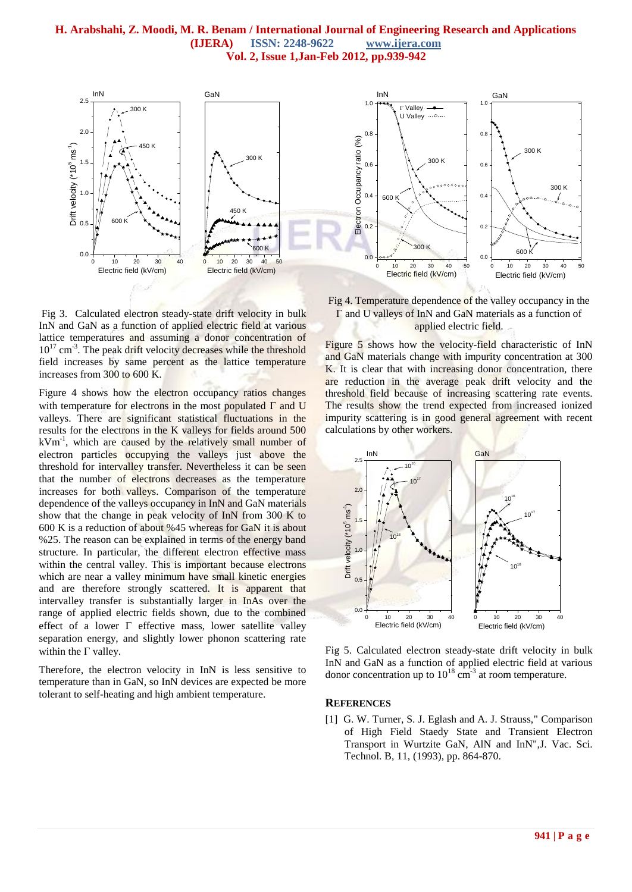Fig 3. Calculated electron steady-state drift velocity in bulk InN and GaN as a function of applied electric field at various lattice temperatures and assuming a donor concentration of $10^{17}$ $cm^{-3}$. The peak drift velocity decreases while the threshold field increases by same percent as the lattice temperature increases from 300 to 600 K.

Figure 4 shows how the electron occupancy ratios changes with temperature for electrons in the most populated Γ and U valleys. There are significant statistical fluctuations in the results for the electrons in the K valleys for fields around 500 $kVm^{-1}$, which are caused by the relatively small number of electron particles occupying the valleys just above the threshold for intervalley transfer. Nevertheless it can be seen that the number of electrons decreases as the temperature increases for both valleys. Comparison of the temperature dependence of the valleys occupancy in InN and GaN materials show that the change in peak velocity of InN from 300 K to 600 K is a reduction of about %45 whereas for GaN it is about %25. The reason can be explained in terms of the energy band structure. In particular, the different electron effective mass within the central valley. This is important because electrons which are near a valley minimum have small kinetic energies and are therefore strongly scattered. It is apparent that intervalley transfer is substantially larger in InAs over the range of applied electric fields shown, due to the combined effect of a lower Γ effective mass, lower satellite valley separation energy, and slightly lower phonon scattering rate within the Γ valley.

Therefore, the electron velocity in InN is less sensitive to temperature than in GaN, so InN devices are expected be more tolerant to self-heating and high ambient temperature.

Fig 4. Temperature dependence of the valley occupancy in the Γ and U valleys of InN and GaN materials as a function of applied electric field.

Figure 5 shows how the velocity-field characteristic of InN and GaN materials change with impurity concentration at 300 K. It is clear that with increasing donor concentration, there are reduction in the average peak drift velocity and the threshold field because of increasing scattering rate events. The results show the trend expected from increased ionized impurity scattering is in good general agreement with recent calculations by other workers.

Fig 5. Calculated electron steady-state drift velocity in bulk InN and GaN as a function of applied electric field at various donor concentration up to $10^{18}$ $cm^{-3}$ at room temperature.

## References

[1] G. W. Turner, S. J. Eglash and A. J. Strauss," Comparison of High Field Staedy State and Transient Electron Transport in Wurtzite GaN, AlN and InN",J. Vac. Sci. Technol. B, 11, (1993), pp. 864-870.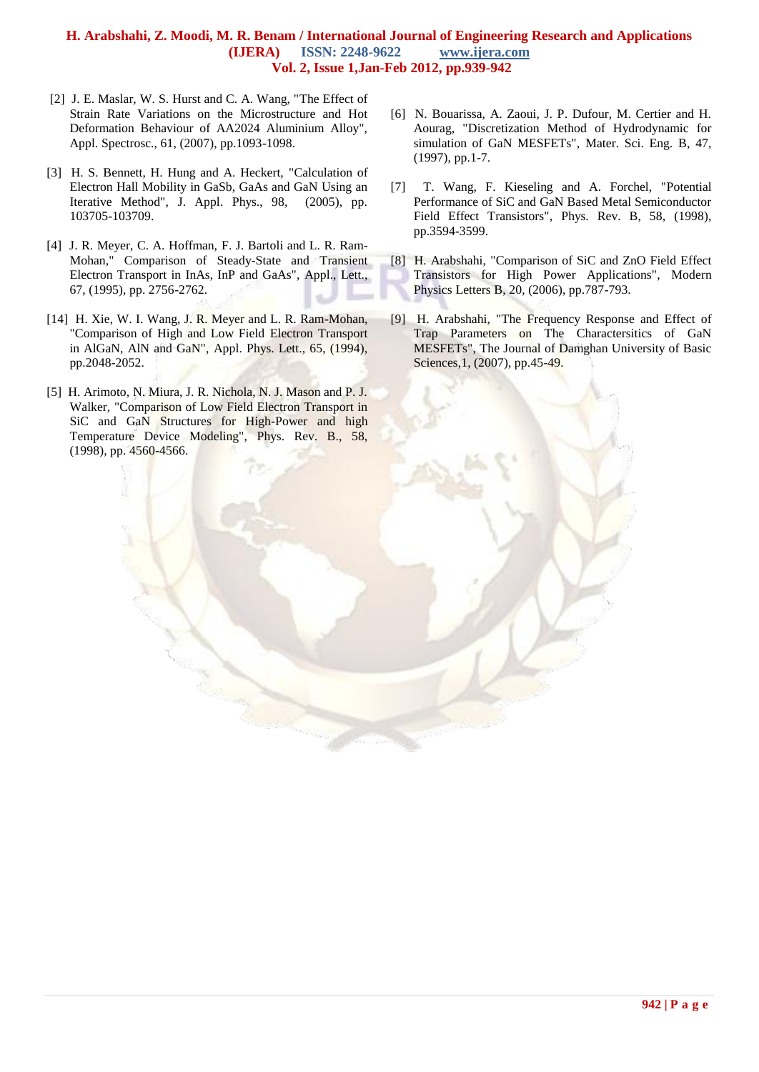[2] J. E. Maslar, W. S. Hurst and C. A. Wang, "The Effect of Strain Rate Variations on the Microstructure and Hot Deformation Behaviour of AA2024 Aluminium Alloy", Appl. Spectrosc., 61, (2007), pp.1093-1098.

[3] H. S. Bennett, H. Hung and A. Heckert, "Calculation of Electron Hall Mobility in GaSb, GaAs and GaN Using an Iterative Method", J. Appl. Phys., 98, (2005), pp. 103705-103709.

[4] J. R. Meyer, C. A. Hoffman, F. J. Bartoli and L. R. Ram-Mohan," Comparison of Steady-State and Transient Electron Transport in InAs, InP and GaAs", Appl., Lett., 67, (1995), pp. 2756-2762.

[14] H. Xie, W. I. Wang, J. R. Meyer and L. R. Ram-Mohan, "Comparison of High and Low Field Electron Transport in AlGaN, AlN and GaN", Appl. Phys. Lett., 65, (1994), pp.2048-2052.

[5] H. Arimoto, N. Miura, J. R. Nichola, N. J. Mason and P. J. Walker, "Comparison of Low Field Electron Transport in SiC and GaN Structures for High-Power and high Temperature Device Modeling", Phys. Rev. B., 58, (1998), pp. 4560-4566.

[6] N. Bouarissa, A. Zaoui, J. P. Dufour, M. Certier and H. Aourag, "Discretization Method of Hydrodynamic for simulation of GaN MESFETs", Mater. Sci. Eng. B, 47, (1997), pp.1-7.

[7] T. Wang, F. Kieseling and A. Forchel, "Potential Performance of SiC and GaN Based Metal Semiconductor Field Effect Transistors", Phys. Rev. B, 58, (1998), pp.3594-3599.

[8] H. Arabshahi, "Comparison of SiC and ZnO Field Effect Transistors for High Power Applications", Modern Physics Letters B, 20, (2006), pp.787-793.

[9] H. Arabshahi, "The Frequency Response and Effect of Trap Parameters on The Charactersitics of GaN MESFETs", The Journal of Damghan University of Basic Sciences,1, (2007), pp.45-49.